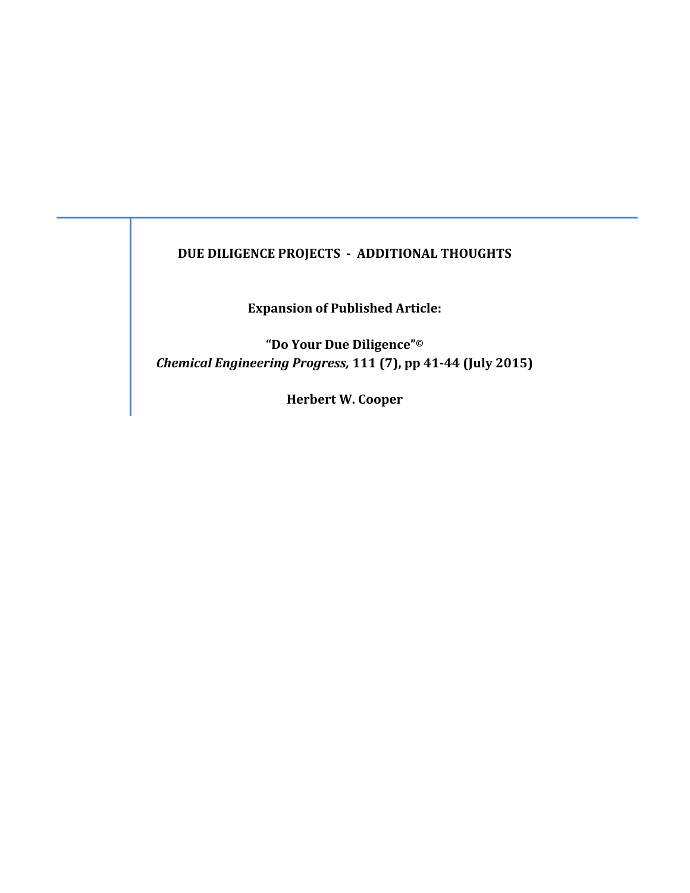# DUE DILIGENCE PROJECTS - ADDITIONAL THOUGHTS

**Expansion of Published Article:**

**"Do Your Due Diligence"©**
***Chemical Engineering Progress,*** **111 (7), pp 41-44 (July 2015)**

**Herbert W. Cooper**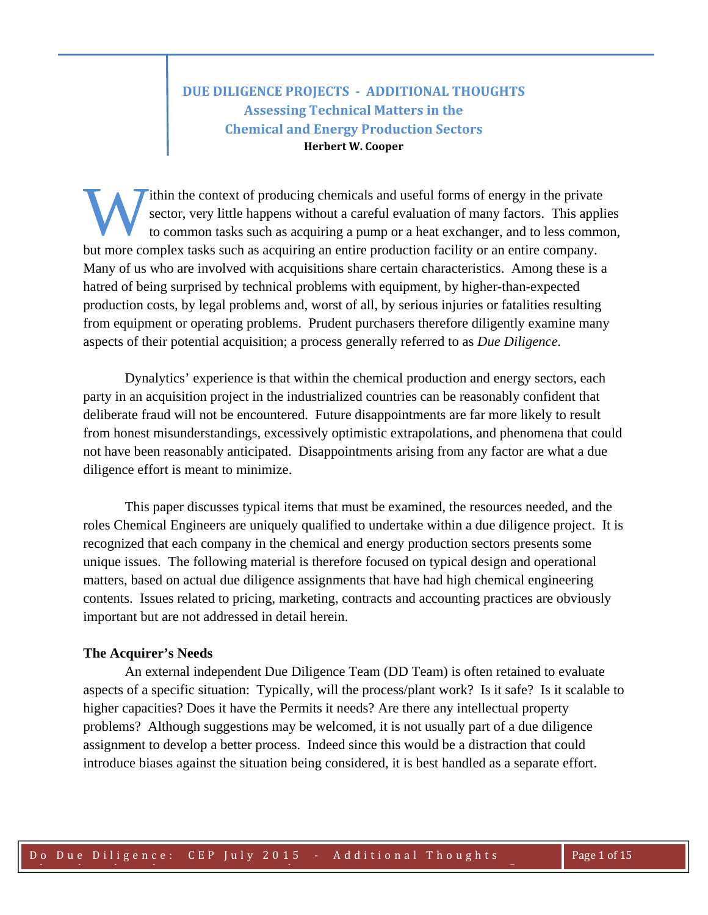# DUE DILIGENCE PROJECTS - ADDITIONAL THOUGHTS

## Assessing Technical Matters in the Chemical and Energy Production Sectors

**Herbert W. Cooper**

Within the context of producing chemicals and useful forms of energy in the private sector, very little happens without a careful evaluation of many factors. This applies to common tasks such as acquiring a pump or a heat exchanger, and to less common, but more complex tasks such as acquiring an entire production facility or an entire company. Many of us who are involved with acquisitions share certain characteristics. Among these is a hatred of being surprised by technical problems with equipment, by higher-than-expected production costs, by legal problems and, worst of all, by serious injuries or fatalities resulting from equipment or operating problems. Prudent purchasers therefore diligently examine many aspects of their potential acquisition; a process generally referred to as *Due Diligence.*

Dynalytics' experience is that within the chemical production and energy sectors, each party in an acquisition project in the industrialized countries can be reasonably confident that deliberate fraud will not be encountered. Future disappointments are far more likely to result from honest misunderstandings, excessively optimistic extrapolations, and phenomena that could not have been reasonably anticipated. Disappointments arising from any factor are what a due diligence effort is meant to minimize.

This paper discusses typical items that must be examined, the resources needed, and the roles Chemical Engineers are uniquely qualified to undertake within a due diligence project. It is recognized that each company in the chemical and energy production sectors presents some unique issues. The following material is therefore focused on typical design and operational matters, based on actual due diligence assignments that have had high chemical engineering contents. Issues related to pricing, marketing, contracts and accounting practices are obviously important but are not addressed in detail herein.

### The Acquirer's Needs

An external independent Due Diligence Team (DD Team) is often retained to evaluate aspects of a specific situation: Typically, will the process/plant work? Is it safe? Is it scalable to higher capacities? Does it have the Permits it needs? Are there any intellectual property problems? Although suggestions may be welcomed, it is not usually part of a due diligence assignment to develop a better process. Indeed since this would be a distraction that could introduce biases against the situation being considered, it is best handled as a separate effort.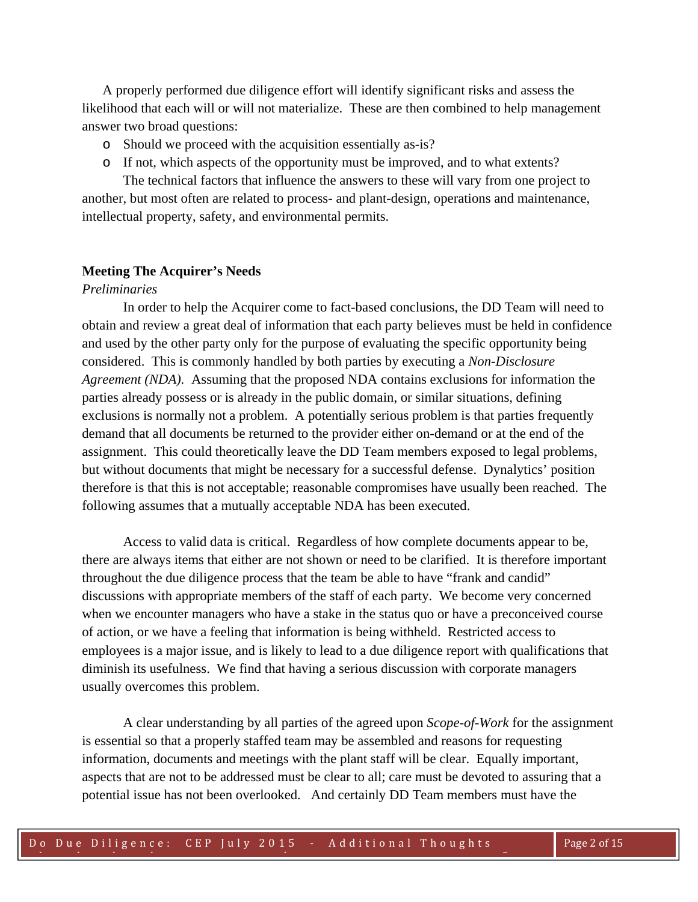A properly performed due diligence effort will identify significant risks and assess the likelihood that each will or will not materialize. These are then combined to help management answer two broad questions:

- Should we proceed with the acquisition essentially as-is?
- If not, which aspects of the opportunity must be improved, and to what extents?

The technical factors that influence the answers to these will vary from one project to another, but most often are related to process- and plant-design, operations and maintenance, intellectual property, safety, and environmental permits.

## Meeting The Acquirer's Needs

*Preliminaries*

In order to help the Acquirer come to fact-based conclusions, the DD Team will need to obtain and review a great deal of information that each party believes must be held in confidence and used by the other party only for the purpose of evaluating the specific opportunity being considered. This is commonly handled by both parties by executing a *Non-Disclosure Agreement (NDA).* Assuming that the proposed NDA contains exclusions for information the parties already possess or is already in the public domain, or similar situations, defining exclusions is normally not a problem. A potentially serious problem is that parties frequently demand that all documents be returned to the provider either on-demand or at the end of the assignment. This could theoretically leave the DD Team members exposed to legal problems, but without documents that might be necessary for a successful defense. Dynalytics' position therefore is that this is not acceptable; reasonable compromises have usually been reached. The following assumes that a mutually acceptable NDA has been executed.

Access to valid data is critical. Regardless of how complete documents appear to be, there are always items that either are not shown or need to be clarified. It is therefore important throughout the due diligence process that the team be able to have "frank and candid" discussions with appropriate members of the staff of each party. We become very concerned when we encounter managers who have a stake in the status quo or have a preconceived course of action, or we have a feeling that information is being withheld. Restricted access to employees is a major issue, and is likely to lead to a due diligence report with qualifications that diminish its usefulness. We find that having a serious discussion with corporate managers usually overcomes this problem.

A clear understanding by all parties of the agreed upon *Scope-of-Work* for the assignment is essential so that a properly staffed team may be assembled and reasons for requesting information, documents and meetings with the plant staff will be clear. Equally important, aspects that are not to be addressed must be clear to all; care must be devoted to assuring that a potential issue has not been overlooked. And certainly DD Team members must have the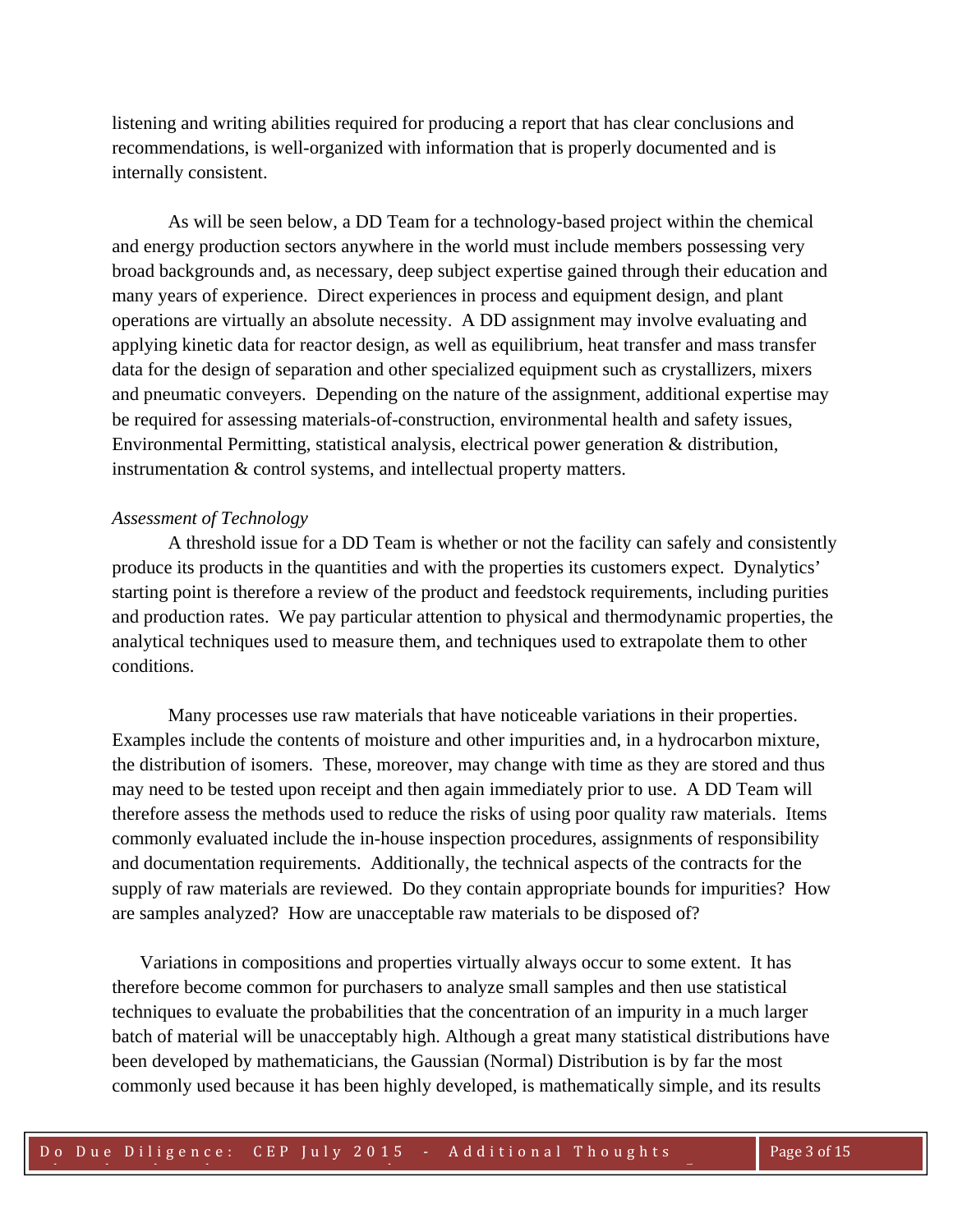listening and writing abilities required for producing a report that has clear conclusions and recommendations, is well-organized with information that is properly documented and is internally consistent.

As will be seen below, a DD Team for a technology-based project within the chemical and energy production sectors anywhere in the world must include members possessing very broad backgrounds and, as necessary, deep subject expertise gained through their education and many years of experience. Direct experiences in process and equipment design, and plant operations are virtually an absolute necessity. A DD assignment may involve evaluating and applying kinetic data for reactor design, as well as equilibrium, heat transfer and mass transfer data for the design of separation and other specialized equipment such as crystallizers, mixers and pneumatic conveyers. Depending on the nature of the assignment, additional expertise may be required for assessing materials-of-construction, environmental health and safety issues, Environmental Permitting, statistical analysis, electrical power generation & distribution, instrumentation & control systems, and intellectual property matters.

*Assessment of Technology*

A threshold issue for a DD Team is whether or not the facility can safely and consistently produce its products in the quantities and with the properties its customers expect. Dynalytics' starting point is therefore a review of the product and feedstock requirements, including purities and production rates. We pay particular attention to physical and thermodynamic properties, the analytical techniques used to measure them, and techniques used to extrapolate them to other conditions.

Many processes use raw materials that have noticeable variations in their properties. Examples include the contents of moisture and other impurities and, in a hydrocarbon mixture, the distribution of isomers. These, moreover, may change with time as they are stored and thus may need to be tested upon receipt and then again immediately prior to use. A DD Team will therefore assess the methods used to reduce the risks of using poor quality raw materials. Items commonly evaluated include the in-house inspection procedures, assignments of responsibility and documentation requirements. Additionally, the technical aspects of the contracts for the supply of raw materials are reviewed. Do they contain appropriate bounds for impurities? How are samples analyzed? How are unacceptable raw materials to be disposed of?

Variations in compositions and properties virtually always occur to some extent. It has therefore become common for purchasers to analyze small samples and then use statistical techniques to evaluate the probabilities that the concentration of an impurity in a much larger batch of material will be unacceptably high. Although a great many statistical distributions have been developed by mathematicians, the Gaussian (Normal) Distribution is by far the most commonly used because it has been highly developed, is mathematically simple, and its results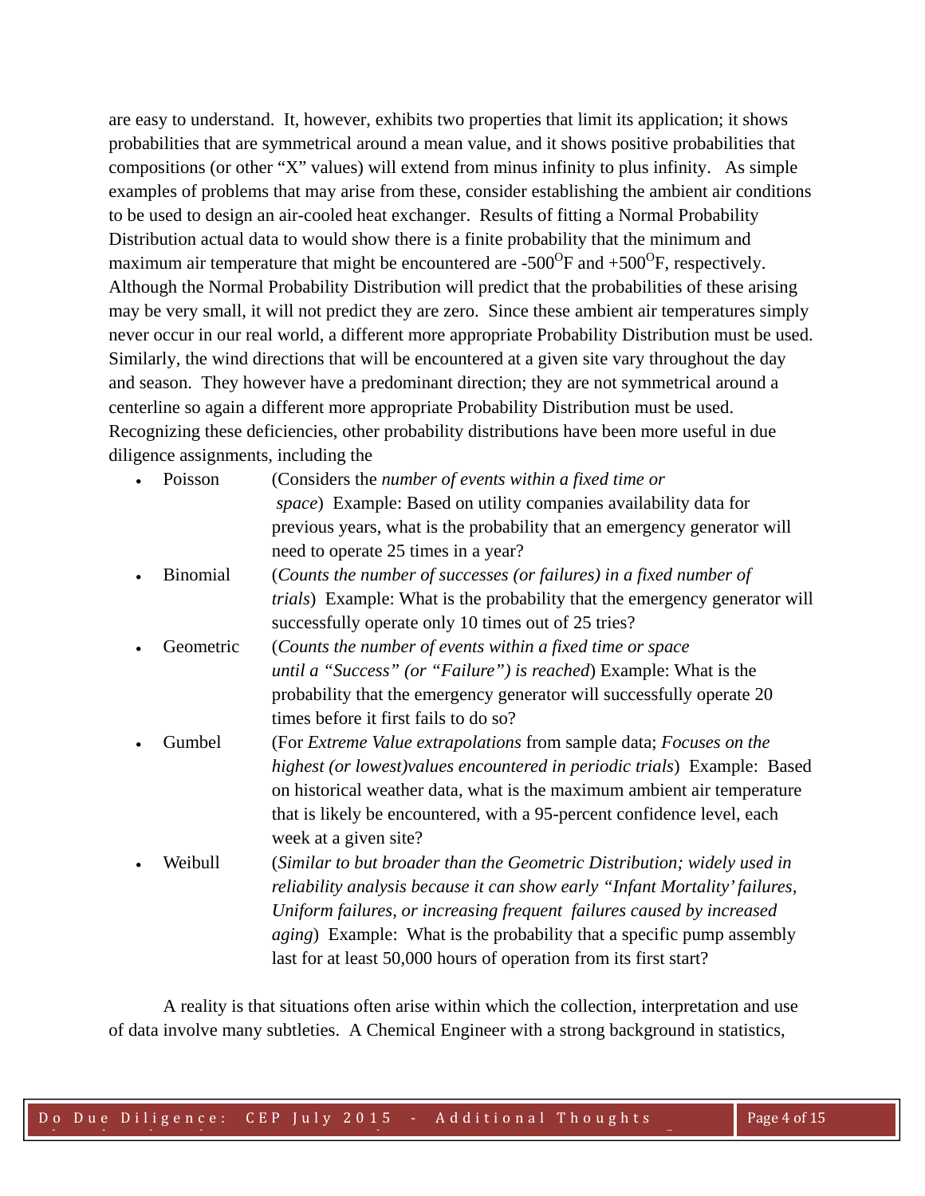are easy to understand. It, however, exhibits two properties that limit its application; it shows probabilities that are symmetrical around a mean value, and it shows positive probabilities that compositions (or other "X" values) will extend from minus infinity to plus infinity. As simple examples of problems that may arise from these, consider establishing the ambient air conditions to be used to design an air-cooled heat exchanger. Results of fitting a Normal Probability Distribution actual data to would show there is a finite probability that the minimum and maximum air temperature that might be encountered are -500$^{O}$F and +500$^{O}$F, respectively. Although the Normal Probability Distribution will predict that the probabilities of these arising may be very small, it will not predict they are zero. Since these ambient air temperatures simply never occur in our real world, a different more appropriate Probability Distribution must be used. Similarly, the wind directions that will be encountered at a given site vary throughout the day and season. They however have a predominant direction; they are not symmetrical around a centerline so again a different more appropriate Probability Distribution must be used. Recognizing these deficiencies, other probability distributions have been more useful in due diligence assignments, including the

- Poisson (Considers the *number of events within a fixed time or space*) Example: Based on utility companies availability data for previous years, what is the probability that an emergency generator will need to operate 25 times in a year?
- Binomial (*Counts the number of successes (or failures) in a fixed number of trials*) Example: What is the probability that the emergency generator will successfully operate only 10 times out of 25 tries?
- Geometric (*Counts the number of events within a fixed time or space until a "Success" (or "Failure") is reached*) Example: What is the probability that the emergency generator will successfully operate 20 times before it first fails to do so?
- Gumbel (For *Extreme Value extrapolations* from sample data; *Focuses on the highest (or lowest)values encountered in periodic trials*) Example: Based on historical weather data, what is the maximum ambient air temperature that is likely be encountered, with a 95-percent confidence level, each week at a given site?
- Weibull (*Similar to but broader than the Geometric Distribution; widely used in reliability analysis because it can show early "Infant Mortality' failures, Uniform failures, or increasing frequent failures caused by increased aging*) Example: What is the probability that a specific pump assembly last for at least 50,000 hours of operation from its first start?

A reality is that situations often arise within which the collection, interpretation and use of data involve many subtleties. A Chemical Engineer with a strong background in statistics,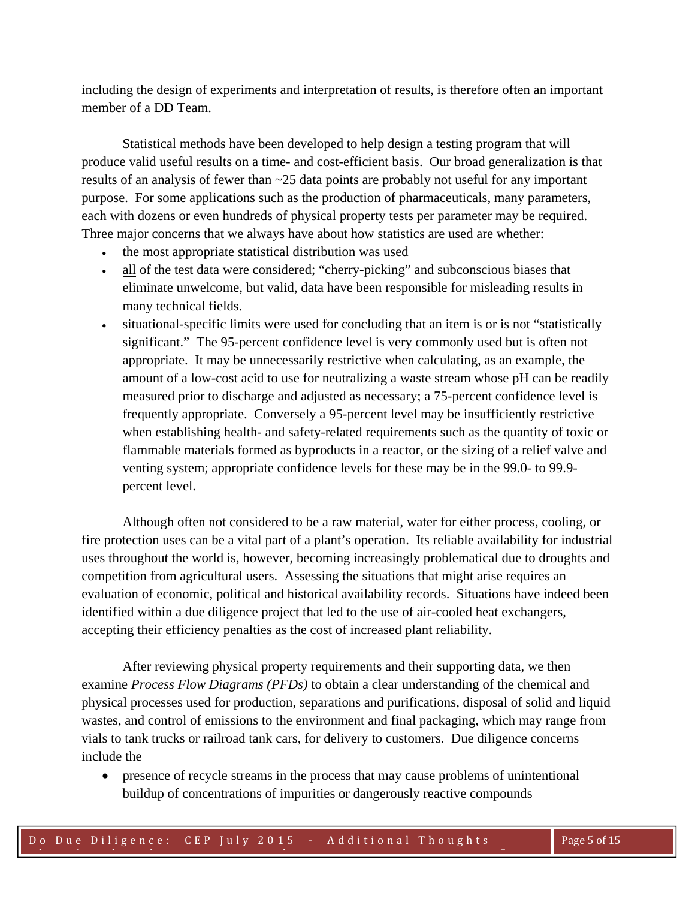including the design of experiments and interpretation of results, is therefore often an important member of a DD Team.

Statistical methods have been developed to help design a testing program that will produce valid useful results on a time- and cost-efficient basis. Our broad generalization is that results of an analysis of fewer than ~25 data points are probably not useful for any important purpose. For some applications such as the production of pharmaceuticals, many parameters, each with dozens or even hundreds of physical property tests per parameter may be required. Three major concerns that we always have about how statistics are used are whether:

- the most appropriate statistical distribution was used
- all of the test data were considered; "cherry-picking" and subconscious biases that eliminate unwelcome, but valid, data have been responsible for misleading results in many technical fields.
- situational-specific limits were used for concluding that an item is or is not "statistically significant." The 95-percent confidence level is very commonly used but is often not appropriate. It may be unnecessarily restrictive when calculating, as an example, the amount of a low-cost acid to use for neutralizing a waste stream whose pH can be readily measured prior to discharge and adjusted as necessary; a 75-percent confidence level is frequently appropriate. Conversely a 95-percent level may be insufficiently restrictive when establishing health- and safety-related requirements such as the quantity of toxic or flammable materials formed as byproducts in a reactor, or the sizing of a relief valve and venting system; appropriate confidence levels for these may be in the 99.0- to 99.9-percent level.

Although often not considered to be a raw material, water for either process, cooling, or fire protection uses can be a vital part of a plant's operation. Its reliable availability for industrial uses throughout the world is, however, becoming increasingly problematical due to droughts and competition from agricultural users. Assessing the situations that might arise requires an evaluation of economic, political and historical availability records. Situations have indeed been identified within a due diligence project that led to the use of air-cooled heat exchangers, accepting their efficiency penalties as the cost of increased plant reliability.

After reviewing physical property requirements and their supporting data, we then examine *Process Flow Diagrams (PFDs)* to obtain a clear understanding of the chemical and physical processes used for production, separations and purifications, disposal of solid and liquid wastes, and control of emissions to the environment and final packaging, which may range from vials to tank trucks or railroad tank cars, for delivery to customers. Due diligence concerns include the

- presence of recycle streams in the process that may cause problems of unintentional buildup of concentrations of impurities or dangerously reactive compounds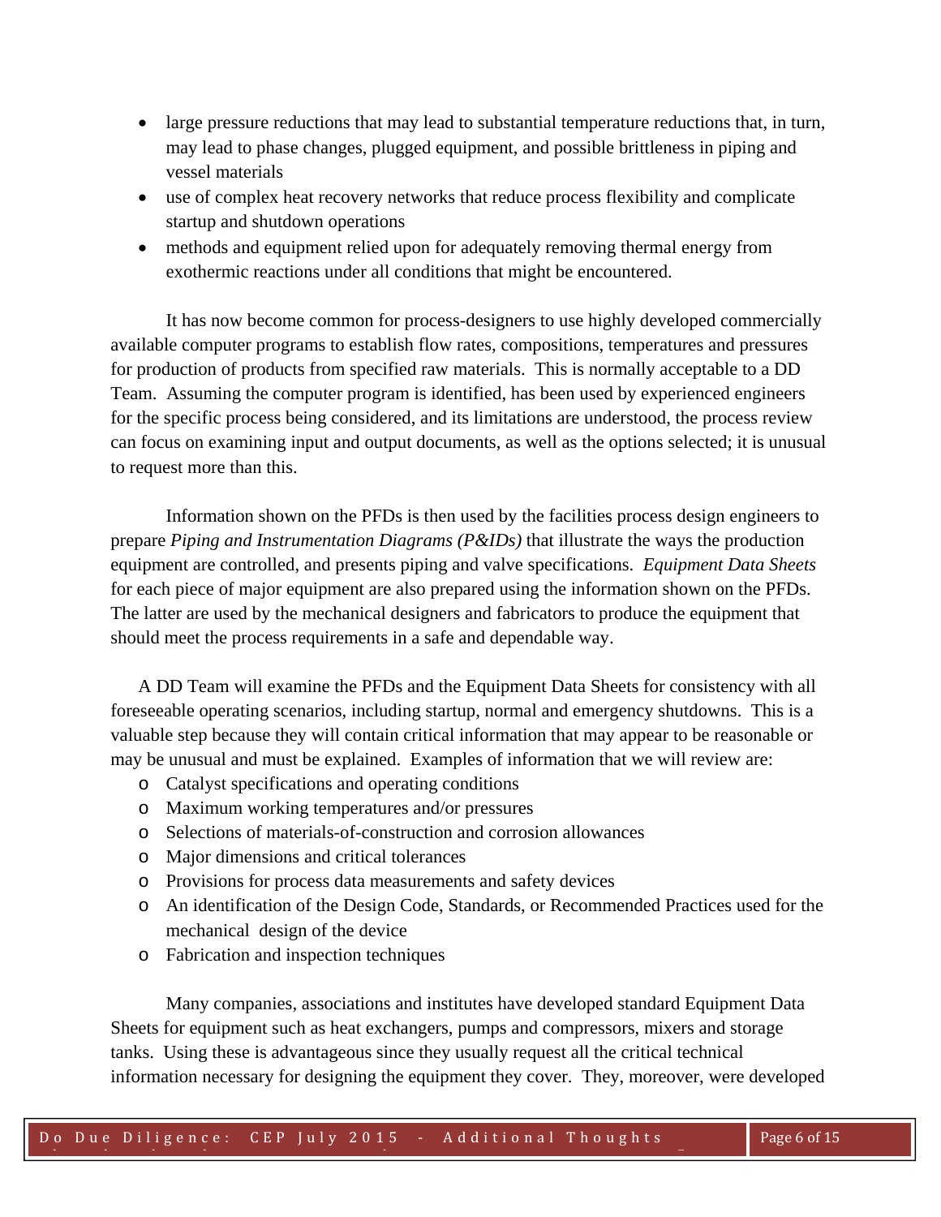- large pressure reductions that may lead to substantial temperature reductions that, in turn, may lead to phase changes, plugged equipment, and possible brittleness in piping and vessel materials
- use of complex heat recovery networks that reduce process flexibility and complicate startup and shutdown operations
- methods and equipment relied upon for adequately removing thermal energy from exothermic reactions under all conditions that might be encountered.

It has now become common for process-designers to use highly developed commercially available computer programs to establish flow rates, compositions, temperatures and pressures for production of products from specified raw materials. This is normally acceptable to a DD Team. Assuming the computer program is identified, has been used by experienced engineers for the specific process being considered, and its limitations are understood, the process review can focus on examining input and output documents, as well as the options selected; it is unusual to request more than this.

Information shown on the PFDs is then used by the facilities process design engineers to prepare *Piping and Instrumentation Diagrams (P&IDs)* that illustrate the ways the production equipment are controlled, and presents piping and valve specifications. *Equipment Data Sheets* for each piece of major equipment are also prepared using the information shown on the PFDs. The latter are used by the mechanical designers and fabricators to produce the equipment that should meet the process requirements in a safe and dependable way.

A DD Team will examine the PFDs and the Equipment Data Sheets for consistency with all foreseeable operating scenarios, including startup, normal and emergency shutdowns. This is a valuable step because they will contain critical information that may appear to be reasonable or may be unusual and must be explained. Examples of information that we will review are:

- Catalyst specifications and operating conditions
- Maximum working temperatures and/or pressures
- Selections of materials-of-construction and corrosion allowances
- Major dimensions and critical tolerances
- Provisions for process data measurements and safety devices
- An identification of the Design Code, Standards, or Recommended Practices used for the mechanical design of the device
- Fabrication and inspection techniques

Many companies, associations and institutes have developed standard Equipment Data Sheets for equipment such as heat exchangers, pumps and compressors, mixers and storage tanks. Using these is advantageous since they usually request all the critical technical information necessary for designing the equipment they cover. They, moreover, were developed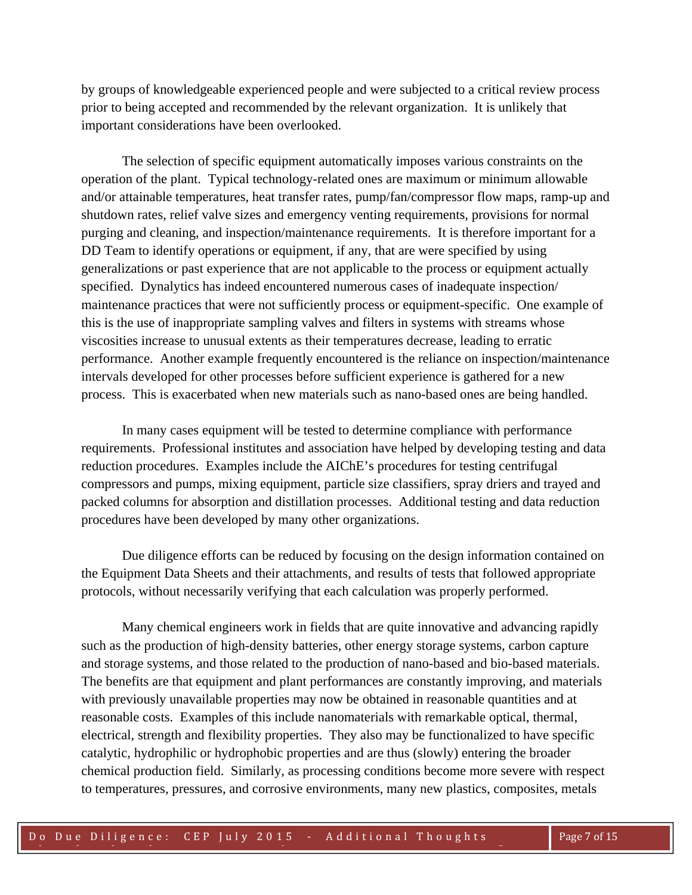by groups of knowledgeable experienced people and were subjected to a critical review process prior to being accepted and recommended by the relevant organization. It is unlikely that important considerations have been overlooked.

The selection of specific equipment automatically imposes various constraints on the operation of the plant. Typical technology-related ones are maximum or minimum allowable and/or attainable temperatures, heat transfer rates, pump/fan/compressor flow maps, ramp-up and shutdown rates, relief valve sizes and emergency venting requirements, provisions for normal purging and cleaning, and inspection/maintenance requirements. It is therefore important for a DD Team to identify operations or equipment, if any, that are were specified by using generalizations or past experience that are not applicable to the process or equipment actually specified. Dynalytics has indeed encountered numerous cases of inadequate inspection/ maintenance practices that were not sufficiently process or equipment-specific. One example of this is the use of inappropriate sampling valves and filters in systems with streams whose viscosities increase to unusual extents as their temperatures decrease, leading to erratic performance. Another example frequently encountered is the reliance on inspection/maintenance intervals developed for other processes before sufficient experience is gathered for a new process. This is exacerbated when new materials such as nano-based ones are being handled.

In many cases equipment will be tested to determine compliance with performance requirements. Professional institutes and association have helped by developing testing and data reduction procedures. Examples include the AIChE's procedures for testing centrifugal compressors and pumps, mixing equipment, particle size classifiers, spray driers and trayed and packed columns for absorption and distillation processes. Additional testing and data reduction procedures have been developed by many other organizations.

Due diligence efforts can be reduced by focusing on the design information contained on the Equipment Data Sheets and their attachments, and results of tests that followed appropriate protocols, without necessarily verifying that each calculation was properly performed.

Many chemical engineers work in fields that are quite innovative and advancing rapidly such as the production of high-density batteries, other energy storage systems, carbon capture and storage systems, and those related to the production of nano-based and bio-based materials. The benefits are that equipment and plant performances are constantly improving, and materials with previously unavailable properties may now be obtained in reasonable quantities and at reasonable costs. Examples of this include nanomaterials with remarkable optical, thermal, electrical, strength and flexibility properties. They also may be functionalized to have specific catalytic, hydrophilic or hydrophobic properties and are thus (slowly) entering the broader chemical production field. Similarly, as processing conditions become more severe with respect to temperatures, pressures, and corrosive environments, many new plastics, composites, metals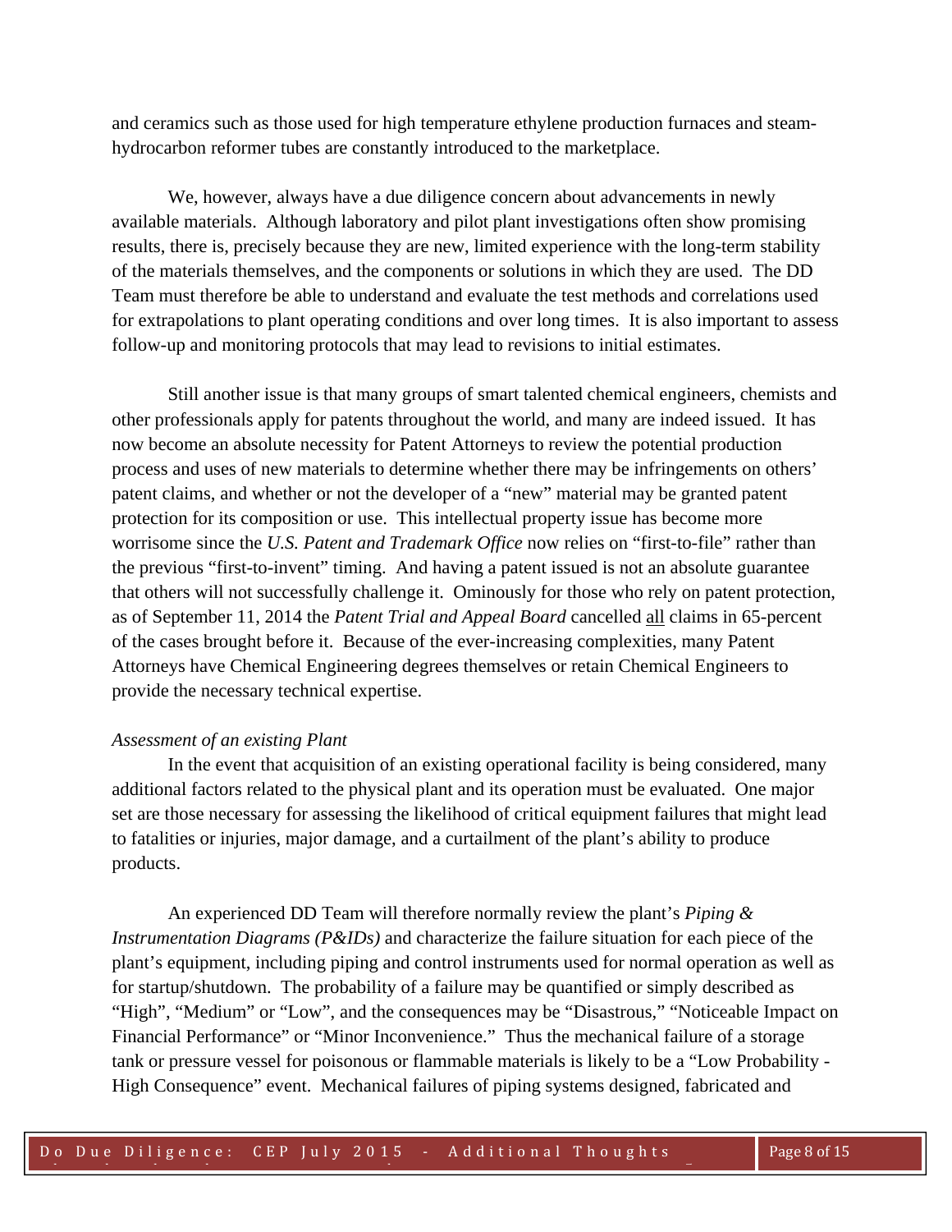and ceramics such as those used for high temperature ethylene production furnaces and steam-hydrocarbon reformer tubes are constantly introduced to the marketplace.

We, however, always have a due diligence concern about advancements in newly available materials. Although laboratory and pilot plant investigations often show promising results, there is, precisely because they are new, limited experience with the long-term stability of the materials themselves, and the components or solutions in which they are used. The DD Team must therefore be able to understand and evaluate the test methods and correlations used for extrapolations to plant operating conditions and over long times. It is also important to assess follow-up and monitoring protocols that may lead to revisions to initial estimates.

Still another issue is that many groups of smart talented chemical engineers, chemists and other professionals apply for patents throughout the world, and many are indeed issued. It has now become an absolute necessity for Patent Attorneys to review the potential production process and uses of new materials to determine whether there may be infringements on others' patent claims, and whether or not the developer of a "new" material may be granted patent protection for its composition or use. This intellectual property issue has become more worrisome since the *U.S. Patent and Trademark Office* now relies on "first-to-file" rather than the previous "first-to-invent" timing. And having a patent issued is not an absolute guarantee that others will not successfully challenge it. Ominously for those who rely on patent protection, as of September 11, 2014 the *Patent Trial and Appeal Board* cancelled <u>all</u> claims in 65-percent of the cases brought before it. Because of the ever-increasing complexities, many Patent Attorneys have Chemical Engineering degrees themselves or retain Chemical Engineers to provide the necessary technical expertise.

*Assessment of an existing Plant*

In the event that acquisition of an existing operational facility is being considered, many additional factors related to the physical plant and its operation must be evaluated. One major set are those necessary for assessing the likelihood of critical equipment failures that might lead to fatalities or injuries, major damage, and a curtailment of the plant's ability to produce products.

An experienced DD Team will therefore normally review the plant's *Piping & Instrumentation Diagrams (P&IDs)* and characterize the failure situation for each piece of the plant's equipment, including piping and control instruments used for normal operation as well as for startup/shutdown. The probability of a failure may be quantified or simply described as "High", "Medium" or "Low", and the consequences may be "Disastrous," "Noticeable Impact on Financial Performance" or "Minor Inconvenience." Thus the mechanical failure of a storage tank or pressure vessel for poisonous or flammable materials is likely to be a "Low Probability - High Consequence" event. Mechanical failures of piping systems designed, fabricated and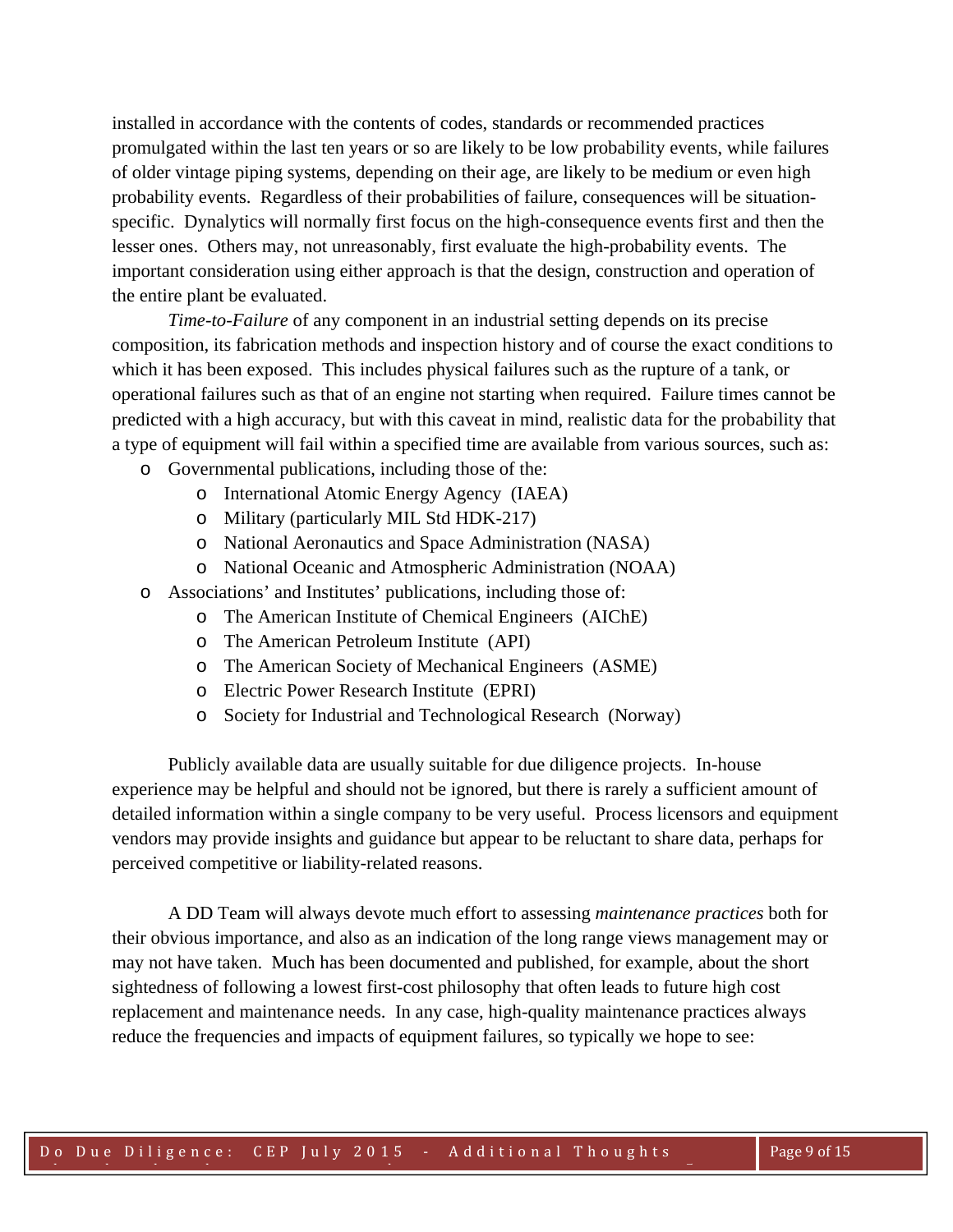installed in accordance with the contents of codes, standards or recommended practices promulgated within the last ten years or so are likely to be low probability events, while failures of older vintage piping systems, depending on their age, are likely to be medium or even high probability events. Regardless of their probabilities of failure, consequences will be situation-specific. Dynalytics will normally first focus on the high-consequence events first and then the lesser ones. Others may, not unreasonably, first evaluate the high-probability events. The important consideration using either approach is that the design, construction and operation of the entire plant be evaluated.

*Time-to-Failure* of any component in an industrial setting depends on its precise composition, its fabrication methods and inspection history and of course the exact conditions to which it has been exposed. This includes physical failures such as the rupture of a tank, or operational failures such as that of an engine not starting when required. Failure times cannot be predicted with a high accuracy, but with this caveat in mind, realistic data for the probability that a type of equipment will fail within a specified time are available from various sources, such as:

- Governmental publications, including those of the:
  - International Atomic Energy Agency (IAEA)
  - Military (particularly MIL Std HDK-217)
  - National Aeronautics and Space Administration (NASA)
  - National Oceanic and Atmospheric Administration (NOAA)
- Associations' and Institutes' publications, including those of:
  - The American Institute of Chemical Engineers (AIChE)
  - The American Petroleum Institute (API)
  - The American Society of Mechanical Engineers (ASME)
  - Electric Power Research Institute (EPRI)
  - Society for Industrial and Technological Research (Norway)

Publicly available data are usually suitable for due diligence projects. In-house experience may be helpful and should not be ignored, but there is rarely a sufficient amount of detailed information within a single company to be very useful. Process licensors and equipment vendors may provide insights and guidance but appear to be reluctant to share data, perhaps for perceived competitive or liability-related reasons.

A DD Team will always devote much effort to assessing *maintenance practices* both for their obvious importance, and also as an indication of the long range views management may or may not have taken. Much has been documented and published, for example, about the short sightedness of following a lowest first-cost philosophy that often leads to future high cost replacement and maintenance needs. In any case, high-quality maintenance practices always reduce the frequencies and impacts of equipment failures, so typically we hope to see: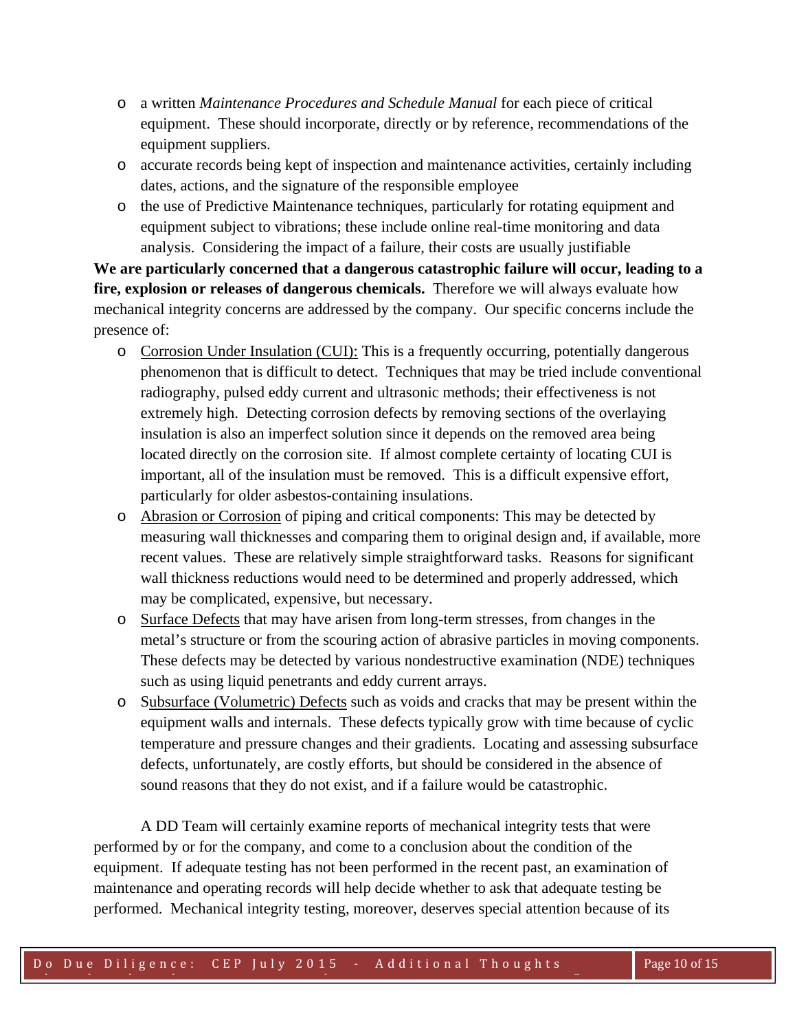- a written *Maintenance Procedures and Schedule Manual* for each piece of critical equipment. These should incorporate, directly or by reference, recommendations of the equipment suppliers.
- accurate records being kept of inspection and maintenance activities, certainly including dates, actions, and the signature of the responsible employee
- the use of Predictive Maintenance techniques, particularly for rotating equipment and equipment subject to vibrations; these include online real-time monitoring and data analysis. Considering the impact of a failure, their costs are usually justifiable

**We are particularly concerned that a dangerous catastrophic failure will occur, leading to a fire, explosion or releases of dangerous chemicals.** Therefore we will always evaluate how mechanical integrity concerns are addressed by the company. Our specific concerns include the presence of:

- Corrosion Under Insulation (CUI): This is a frequently occurring, potentially dangerous phenomenon that is difficult to detect. Techniques that may be tried include conventional radiography, pulsed eddy current and ultrasonic methods; their effectiveness is not extremely high. Detecting corrosion defects by removing sections of the overlaying insulation is also an imperfect solution since it depends on the removed area being located directly on the corrosion site. If almost complete certainty of locating CUI is important, all of the insulation must be removed. This is a difficult expensive effort, particularly for older asbestos-containing insulations.
- Abrasion or Corrosion of piping and critical components: This may be detected by measuring wall thicknesses and comparing them to original design and, if available, more recent values. These are relatively simple straightforward tasks. Reasons for significant wall thickness reductions would need to be determined and properly addressed, which may be complicated, expensive, but necessary.
- Surface Defects that may have arisen from long-term stresses, from changes in the metal's structure or from the scouring action of abrasive particles in moving components. These defects may be detected by various nondestructive examination (NDE) techniques such as using liquid penetrants and eddy current arrays.
- Subsurface (Volumetric) Defects such as voids and cracks that may be present within the equipment walls and internals. These defects typically grow with time because of cyclic temperature and pressure changes and their gradients. Locating and assessing subsurface defects, unfortunately, are costly efforts, but should be considered in the absence of sound reasons that they do not exist, and if a failure would be catastrophic.

A DD Team will certainly examine reports of mechanical integrity tests that were performed by or for the company, and come to a conclusion about the condition of the equipment. If adequate testing has not been performed in the recent past, an examination of maintenance and operating records will help decide whether to ask that adequate testing be performed. Mechanical integrity testing, moreover, deserves special attention because of its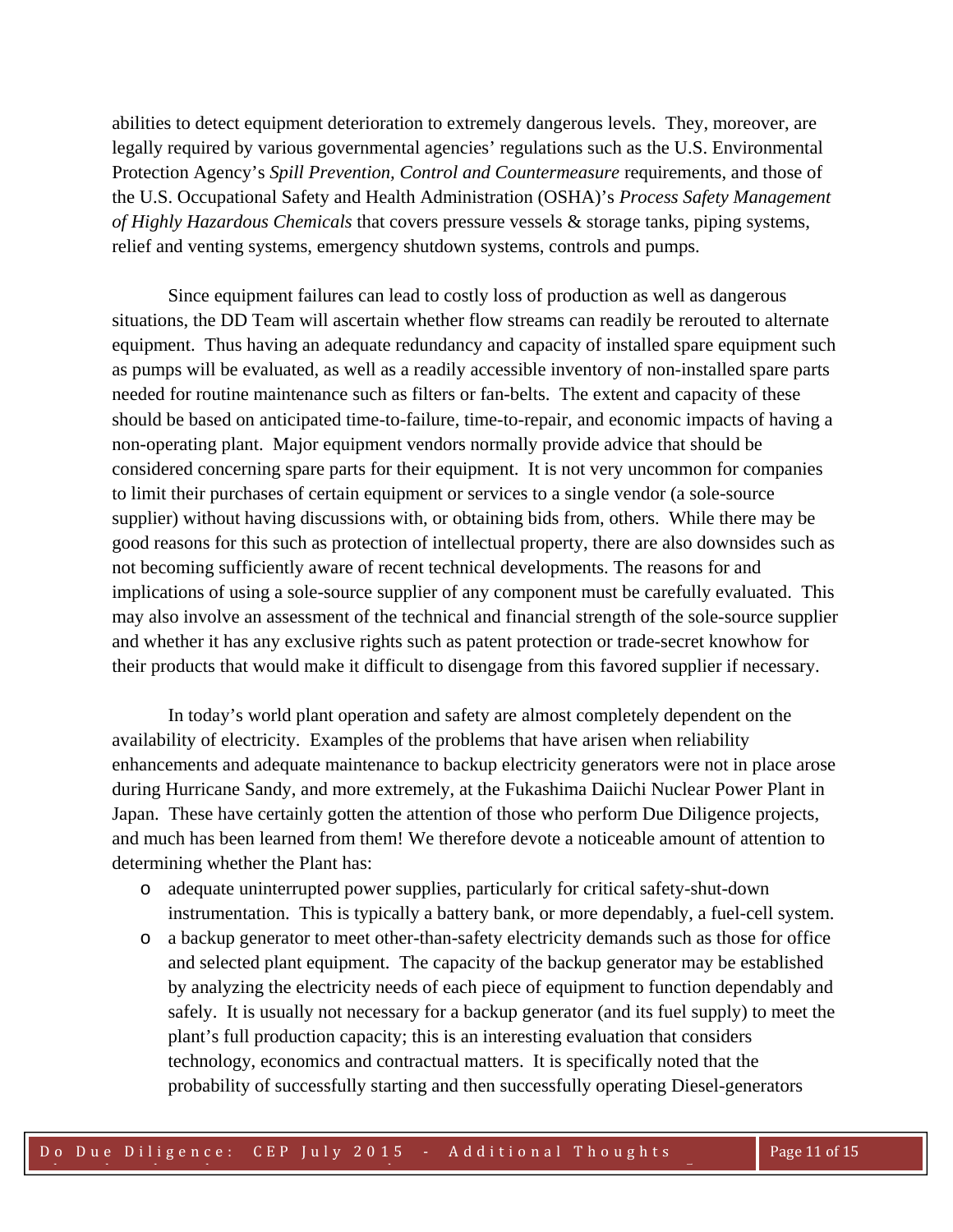abilities to detect equipment deterioration to extremely dangerous levels. They, moreover, are legally required by various governmental agencies' regulations such as the U.S. Environmental Protection Agency's *Spill Prevention, Control and Countermeasure* requirements, and those of the U.S. Occupational Safety and Health Administration (OSHA)'s *Process Safety Management of Highly Hazardous Chemicals* that covers pressure vessels & storage tanks, piping systems, relief and venting systems, emergency shutdown systems, controls and pumps.

Since equipment failures can lead to costly loss of production as well as dangerous situations, the DD Team will ascertain whether flow streams can readily be rerouted to alternate equipment. Thus having an adequate redundancy and capacity of installed spare equipment such as pumps will be evaluated, as well as a readily accessible inventory of non-installed spare parts needed for routine maintenance such as filters or fan-belts. The extent and capacity of these should be based on anticipated time-to-failure, time-to-repair, and economic impacts of having a non-operating plant. Major equipment vendors normally provide advice that should be considered concerning spare parts for their equipment. It is not very uncommon for companies to limit their purchases of certain equipment or services to a single vendor (a sole-source supplier) without having discussions with, or obtaining bids from, others. While there may be good reasons for this such as protection of intellectual property, there are also downsides such as not becoming sufficiently aware of recent technical developments. The reasons for and implications of using a sole-source supplier of any component must be carefully evaluated. This may also involve an assessment of the technical and financial strength of the sole-source supplier and whether it has any exclusive rights such as patent protection or trade-secret knowhow for their products that would make it difficult to disengage from this favored supplier if necessary.

In today's world plant operation and safety are almost completely dependent on the availability of electricity. Examples of the problems that have arisen when reliability enhancements and adequate maintenance to backup electricity generators were not in place arose during Hurricane Sandy, and more extremely, at the Fukashima Daiichi Nuclear Power Plant in Japan. These have certainly gotten the attention of those who perform Due Diligence projects, and much has been learned from them! We therefore devote a noticeable amount of attention to determining whether the Plant has:

- adequate uninterrupted power supplies, particularly for critical safety-shut-down instrumentation. This is typically a battery bank, or more dependably, a fuel-cell system.
- a backup generator to meet other-than-safety electricity demands such as those for office and selected plant equipment. The capacity of the backup generator may be established by analyzing the electricity needs of each piece of equipment to function dependably and safely. It is usually not necessary for a backup generator (and its fuel supply) to meet the plant's full production capacity; this is an interesting evaluation that considers technology, economics and contractual matters. It is specifically noted that the probability of successfully starting and then successfully operating Diesel-generators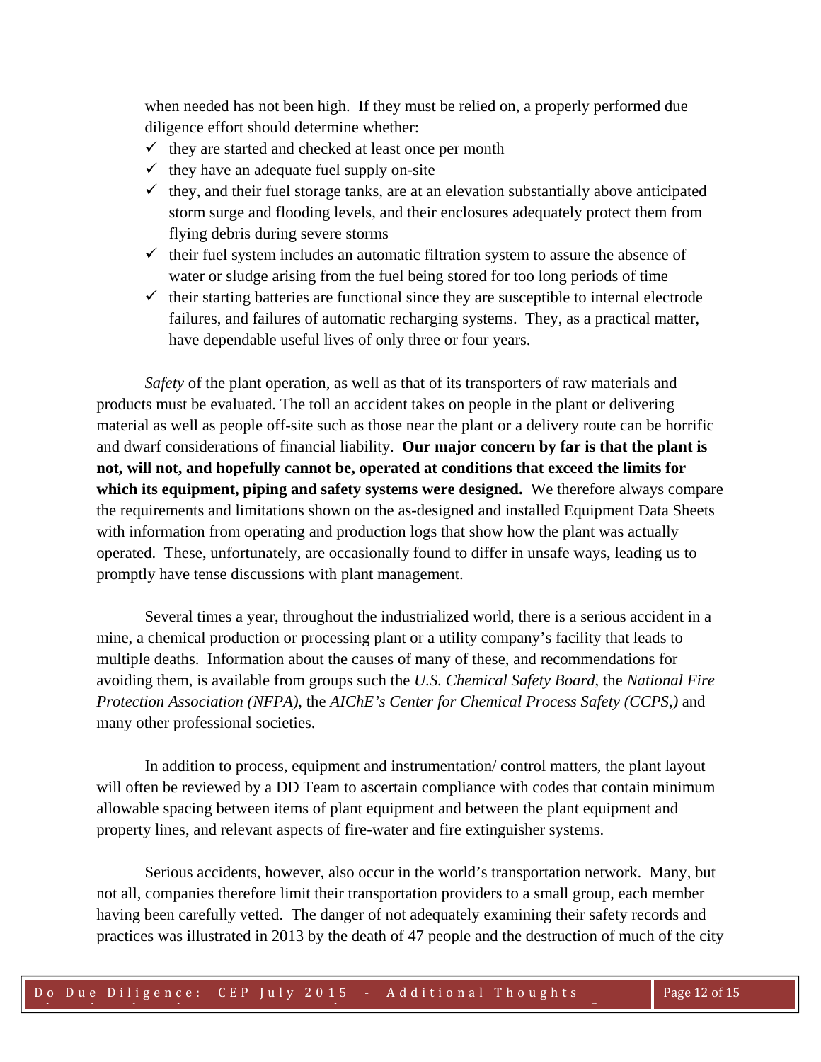when needed has not been high. If they must be relied on, a properly performed due diligence effort should determine whether:

- ✓ they are started and checked at least once per month
- ✓ they have an adequate fuel supply on-site
- ✓ they, and their fuel storage tanks, are at an elevation substantially above anticipated storm surge and flooding levels, and their enclosures adequately protect them from flying debris during severe storms
- ✓ their fuel system includes an automatic filtration system to assure the absence of water or sludge arising from the fuel being stored for too long periods of time
- ✓ their starting batteries are functional since they are susceptible to internal electrode failures, and failures of automatic recharging systems. They, as a practical matter, have dependable useful lives of only three or four years.

*Safety* of the plant operation, as well as that of its transporters of raw materials and products must be evaluated. The toll an accident takes on people in the plant or delivering material as well as people off-site such as those near the plant or a delivery route can be horrific and dwarf considerations of financial liability. **Our major concern by far is that the plant is not, will not, and hopefully cannot be, operated at conditions that exceed the limits for which its equipment, piping and safety systems were designed.** We therefore always compare the requirements and limitations shown on the as-designed and installed Equipment Data Sheets with information from operating and production logs that show how the plant was actually operated. These, unfortunately, are occasionally found to differ in unsafe ways, leading us to promptly have tense discussions with plant management.

Several times a year, throughout the industrialized world, there is a serious accident in a mine, a chemical production or processing plant or a utility company's facility that leads to multiple deaths. Information about the causes of many of these, and recommendations for avoiding them, is available from groups such the *U.S. Chemical Safety Board*, the *National Fire Protection Association (NFPA)*, the *AIChE's Center for Chemical Process Safety (CCPS,)* and many other professional societies.

In addition to process, equipment and instrumentation/ control matters, the plant layout will often be reviewed by a DD Team to ascertain compliance with codes that contain minimum allowable spacing between items of plant equipment and between the plant equipment and property lines, and relevant aspects of fire-water and fire extinguisher systems.

Serious accidents, however, also occur in the world's transportation network. Many, but not all, companies therefore limit their transportation providers to a small group, each member having been carefully vetted. The danger of not adequately examining their safety records and practices was illustrated in 2013 by the death of 47 people and the destruction of much of the city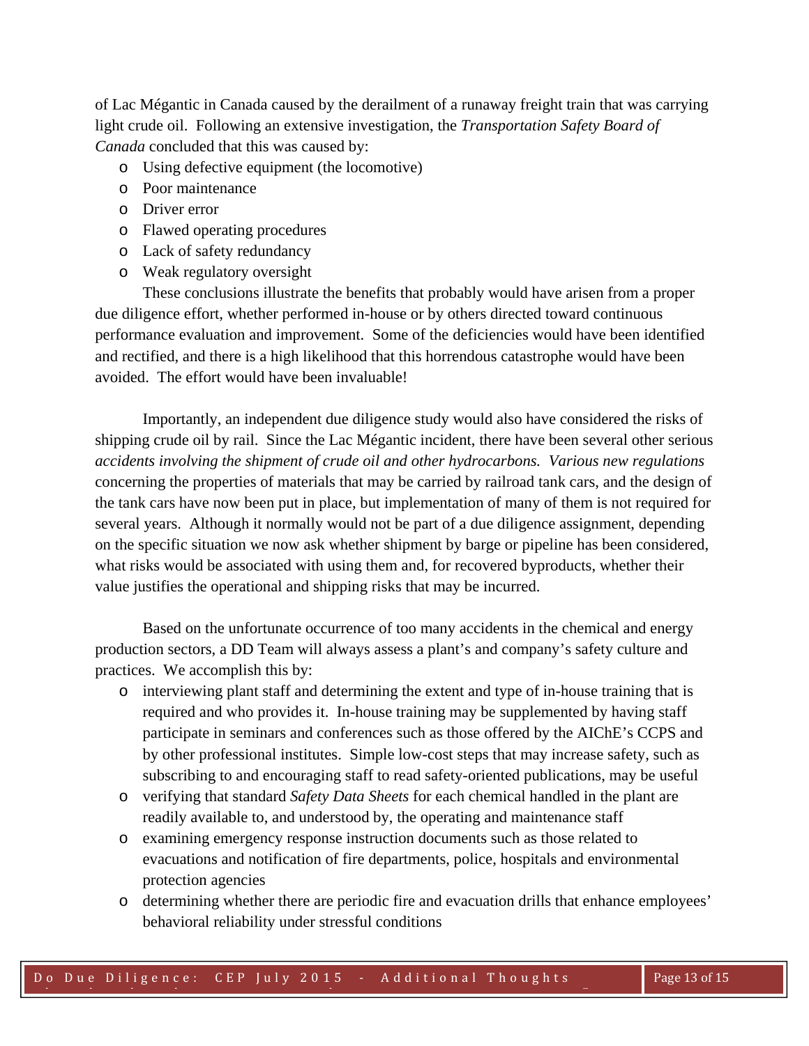of Lac Mégantic in Canada caused by the derailment of a runaway freight train that was carrying light crude oil. Following an extensive investigation, the *Transportation Safety Board of Canada* concluded that this was caused by:

- Using defective equipment (the locomotive)
- Poor maintenance
- Driver error
- Flawed operating procedures
- Lack of safety redundancy
- Weak regulatory oversight

These conclusions illustrate the benefits that probably would have arisen from a proper due diligence effort, whether performed in-house or by others directed toward continuous performance evaluation and improvement. Some of the deficiencies would have been identified and rectified, and there is a high likelihood that this horrendous catastrophe would have been avoided. The effort would have been invaluable!

Importantly, an independent due diligence study would also have considered the risks of shipping crude oil by rail. Since the Lac Mégantic incident, there have been several other serious *accidents involving the shipment of crude oil and other hydrocarbons. Various new regulations* concerning the properties of materials that may be carried by railroad tank cars, and the design of the tank cars have now been put in place, but implementation of many of them is not required for several years. Although it normally would not be part of a due diligence assignment, depending on the specific situation we now ask whether shipment by barge or pipeline has been considered, what risks would be associated with using them and, for recovered byproducts, whether their value justifies the operational and shipping risks that may be incurred.

Based on the unfortunate occurrence of too many accidents in the chemical and energy production sectors, a DD Team will always assess a plant's and company's safety culture and practices. We accomplish this by:

- interviewing plant staff and determining the extent and type of in-house training that is required and who provides it. In-house training may be supplemented by having staff participate in seminars and conferences such as those offered by the AIChE's CCPS and by other professional institutes. Simple low-cost steps that may increase safety, such as subscribing to and encouraging staff to read safety-oriented publications, may be useful
- verifying that standard *Safety Data Sheets* for each chemical handled in the plant are readily available to, and understood by, the operating and maintenance staff
- examining emergency response instruction documents such as those related to evacuations and notification of fire departments, police, hospitals and environmental protection agencies
- determining whether there are periodic fire and evacuation drills that enhance employees' behavioral reliability under stressful conditions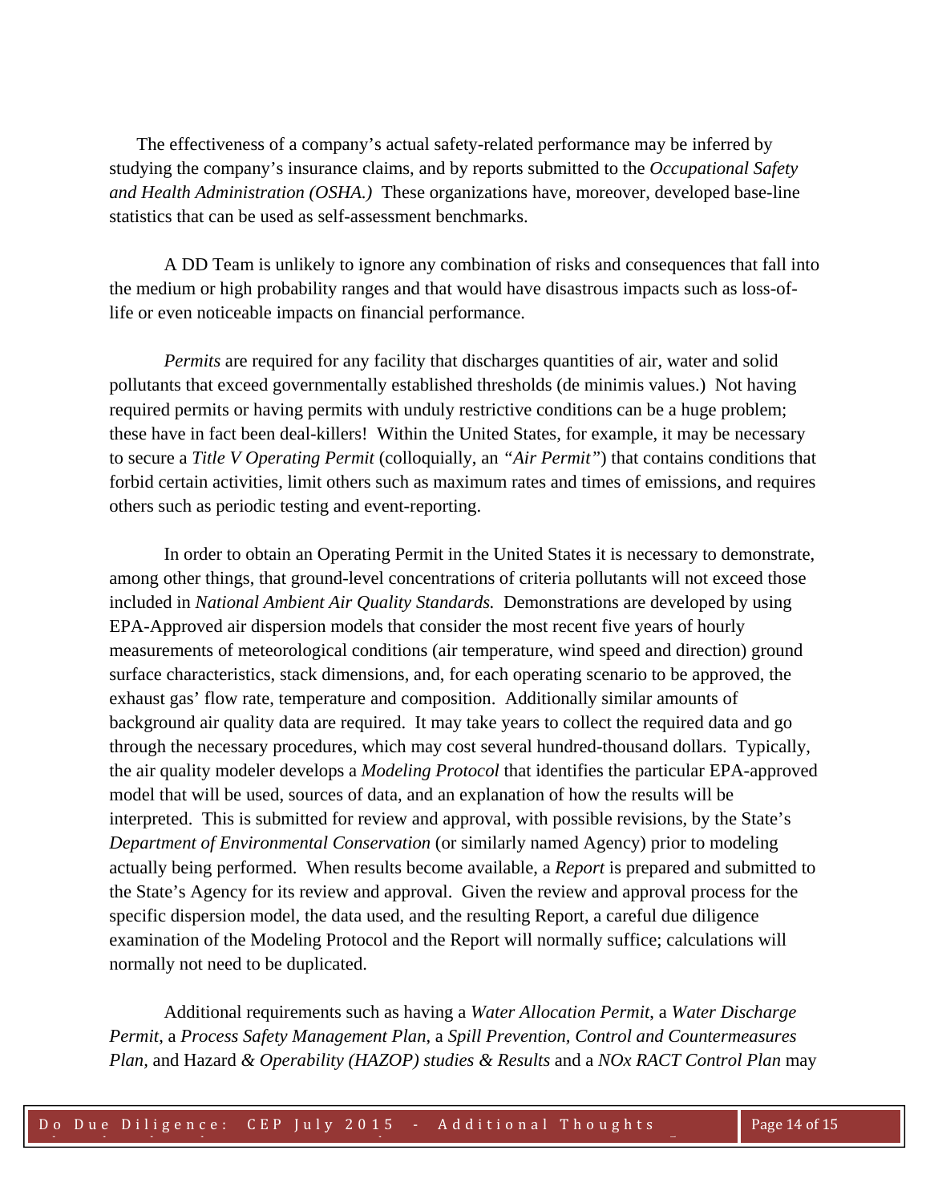The effectiveness of a company's actual safety-related performance may be inferred by studying the company's insurance claims, and by reports submitted to the *Occupational Safety and Health Administration (OSHA.)* These organizations have, moreover, developed base-line statistics that can be used as self-assessment benchmarks.

A DD Team is unlikely to ignore any combination of risks and consequences that fall into the medium or high probability ranges and that would have disastrous impacts such as loss-of-life or even noticeable impacts on financial performance.

*Permits* are required for any facility that discharges quantities of air, water and solid pollutants that exceed governmentally established thresholds (de minimis values.) Not having required permits or having permits with unduly restrictive conditions can be a huge problem; these have in fact been deal-killers! Within the United States, for example, it may be necessary to secure a *Title V Operating Permit* (colloquially, an *"Air Permit"*) that contains conditions that forbid certain activities, limit others such as maximum rates and times of emissions, and requires others such as periodic testing and event-reporting.

In order to obtain an Operating Permit in the United States it is necessary to demonstrate, among other things, that ground-level concentrations of criteria pollutants will not exceed those included in *National Ambient Air Quality Standards.* Demonstrations are developed by using EPA-Approved air dispersion models that consider the most recent five years of hourly measurements of meteorological conditions (air temperature, wind speed and direction) ground surface characteristics, stack dimensions, and, for each operating scenario to be approved, the exhaust gas' flow rate, temperature and composition. Additionally similar amounts of background air quality data are required. It may take years to collect the required data and go through the necessary procedures, which may cost several hundred-thousand dollars. Typically, the air quality modeler develops a *Modeling Protocol* that identifies the particular EPA-approved model that will be used, sources of data, and an explanation of how the results will be interpreted. This is submitted for review and approval, with possible revisions, by the State's *Department of Environmental Conservation* (or similarly named Agency) prior to modeling actually being performed. When results become available, a *Report* is prepared and submitted to the State's Agency for its review and approval. Given the review and approval process for the specific dispersion model, the data used, and the resulting Report, a careful due diligence examination of the Modeling Protocol and the Report will normally suffice; calculations will normally not need to be duplicated.

Additional requirements such as having a *Water Allocation Permit*, a *Water Discharge Permit*, a *Process Safety Management Plan*, a *Spill Prevention, Control and Countermeasures Plan*, and Hazard *& Operability (HAZOP) studies & Results* and a *NOx RACT Control Plan* may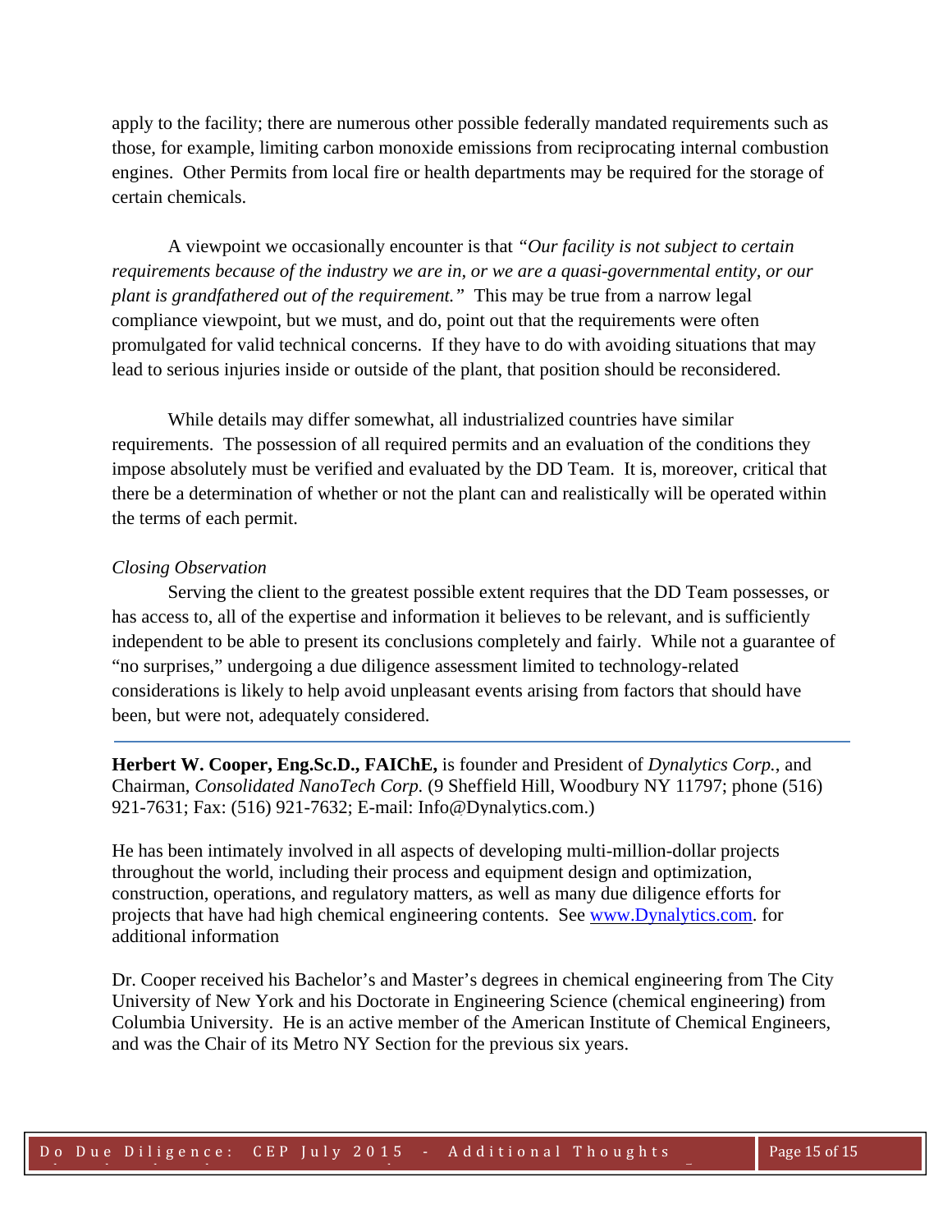apply to the facility; there are numerous other possible federally mandated requirements such as those, for example, limiting carbon monoxide emissions from reciprocating internal combustion engines. Other Permits from local fire or health departments may be required for the storage of certain chemicals.

A viewpoint we occasionally encounter is that *"Our facility is not subject to certain requirements because of the industry we are in, or we are a quasi-governmental entity, or our plant is grandfathered out of the requirement."* This may be true from a narrow legal compliance viewpoint, but we must, and do, point out that the requirements were often promulgated for valid technical concerns. If they have to do with avoiding situations that may lead to serious injuries inside or outside of the plant, that position should be reconsidered.

While details may differ somewhat, all industrialized countries have similar requirements. The possession of all required permits and an evaluation of the conditions they impose absolutely must be verified and evaluated by the DD Team. It is, moreover, critical that there be a determination of whether or not the plant can and realistically will be operated within the terms of each permit.

*Closing Observation*

Serving the client to the greatest possible extent requires that the DD Team possesses, or has access to, all of the expertise and information it believes to be relevant, and is sufficiently independent to be able to present its conclusions completely and fairly. While not a guarantee of "no surprises," undergoing a due diligence assessment limited to technology-related considerations is likely to help avoid unpleasant events arising from factors that should have been, but were not, adequately considered.

---

**Herbert W. Cooper, Eng.Sc.D., FAIChE,** is founder and President of *Dynalytics Corp.*, and Chairman, *Consolidated NanoTech Corp.* (9 Sheffield Hill, Woodbury NY 11797; phone (516) 921-7631; Fax: (516) 921-7632; E-mail: Info@Dynalytics.com.)

He has been intimately involved in all aspects of developing multi-million-dollar projects throughout the world, including their process and equipment design and optimization, construction, operations, and regulatory matters, as well as many due diligence efforts for projects that have had high chemical engineering contents. See [www.Dynalytics.com](http://www.Dynalytics.com). for additional information

Dr. Cooper received his Bachelor's and Master's degrees in chemical engineering from The City University of New York and his Doctorate in Engineering Science (chemical engineering) from Columbia University. He is an active member of the American Institute of Chemical Engineers, and was the Chair of its Metro NY Section for the previous six years.